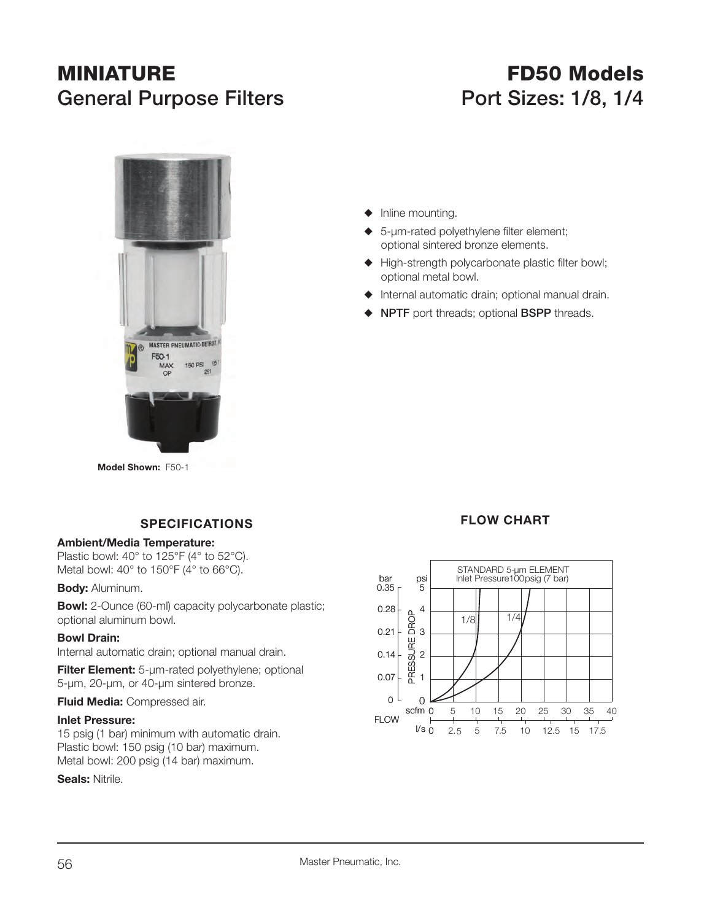# MINIATURE
## General Purpose Filters

# FD50 Models
## Port Sizes: 1/8, 1/4

**Model Shown:** F50-1

- Inline mounting.
- 5-µm-rated polyethylene filter element; optional sintered bronze elements.
- High-strength polycarbonate plastic filter bowl; optional metal bowl.
- Internal automatic drain; optional manual drain.
- **NPTF** port threads; optional **BSPP** threads.

### SPECIFICATIONS

**Ambient/Media Temperature:**
Plastic bowl: 40° to 125°F (4° to 52°C).
Metal bowl: 40° to 150°F (4° to 66°C).

**Body:** Aluminum.

**Bowl:** 2-Ounce (60-ml) capacity polycarbonate plastic; optional aluminum bowl.

**Bowl Drain:**
Internal automatic drain; optional manual drain.

**Filter Element:** 5-µm-rated polyethylene; optional 5-µm, 20-µm, or 40-µm sintered bronze.

**Fluid Media:** Compressed air.

**Inlet Pressure:**
15 psig (1 bar) minimum with automatic drain.
Plastic bowl: 150 psig (10 bar) maximum.
Metal bowl: 200 psig (14 bar) maximum.

**Seals:** Nitrile.

### FLOW CHART

STANDARD 5-µm ELEMENT
Inlet Pressure 100 psig (7 bar)

PRESSURE DROP: bar 0, 0.07, 0.14, 0.21, 0.28, 0.35; psi 0, 1, 2, 3, 4, 5

FLOW: scfm 0, 5, 10, 15, 20, 25, 30, 35, 40; l/s 0, 2.5, 5, 7.5, 10, 12.5, 15, 17.5

Curves: 1/8, 1/4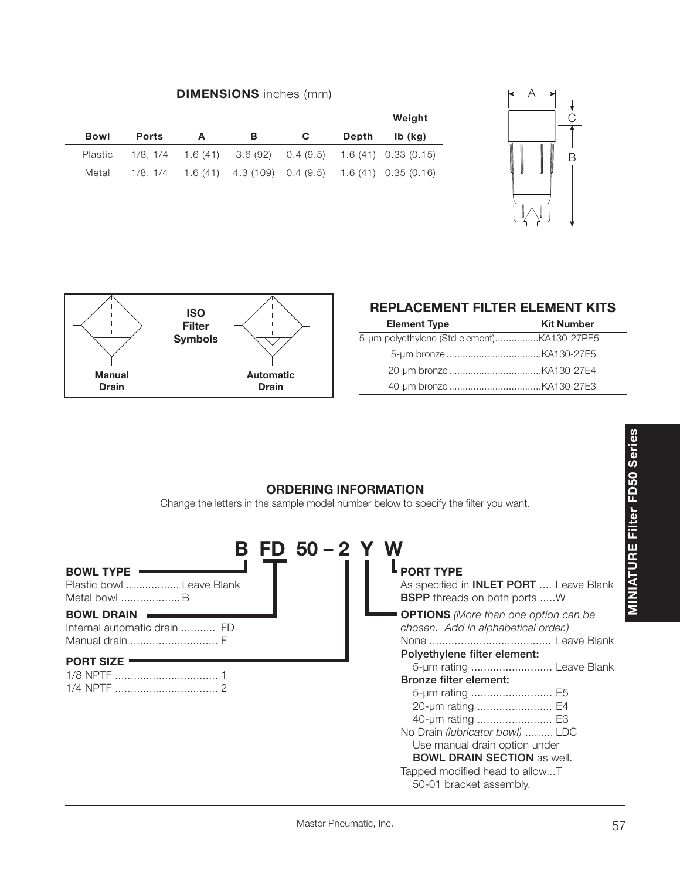**DIMENSIONS** inches (mm)

| Bowl | Ports | A | B | C | Depth | Weight lb (kg) |
|---|---|---|---|---|---|---|
| Plastic | 1/8, 1/4 | 1.6 (41) | 3.6 (92) | 0.4 (9.5) | 1.6 (41) | 0.33 (0.15) |
| Metal | 1/8, 1/4 | 1.6 (41) | 4.3 (109) | 0.4 (9.5) | 1.6 (41) | 0.35 (0.16) |

A
C
B

**ISO Filter Symbols**

Manual Drain

Automatic Drain

## REPLACEMENT FILTER ELEMENT KITS

| Element Type | Kit Number |
|---|---|
| 5-µm polyethylene (Std element) | KA130-27PE5 |
| 5-µm bronze | KA130-27E5 |
| 20-µm bronze | KA130-27E4 |
| 40-µm bronze | KA130-27E3 |

## ORDERING INFORMATION

Change the letters in the sample model number below to specify the filter you want.

**B FD 50 – 2 Y W**

**BOWL TYPE**
Plastic bowl ................. Leave Blank
Metal bowl ................... B

**BOWL DRAIN**
Internal automatic drain ........... FD
Manual drain ............................ F

**PORT SIZE**
1/8 NPTF ................................. 1
1/4 NPTF ................................. 2

**PORT TYPE**
As specified in **INLET PORT** .... Leave Blank
**BSPP** threads on both ports .....W

**OPTIONS** *(More than one option can be chosen. Add in alphabetical order.)*
None ....................................... Leave Blank
**Polyethylene filter element:**
5-µm rating .......................... Leave Blank
**Bronze filter element:**
5-µm rating .......................... E5
20-µm rating ........................ E4
40-µm rating ........................ E3
No Drain *(lubricator bowl)* ......... LDC
Use manual drain option under **BOWL DRAIN SECTION** as well.
Tapped modified head to allow...T
50-01 bracket assembly.

**MINIATURE Filter FD50 Series**